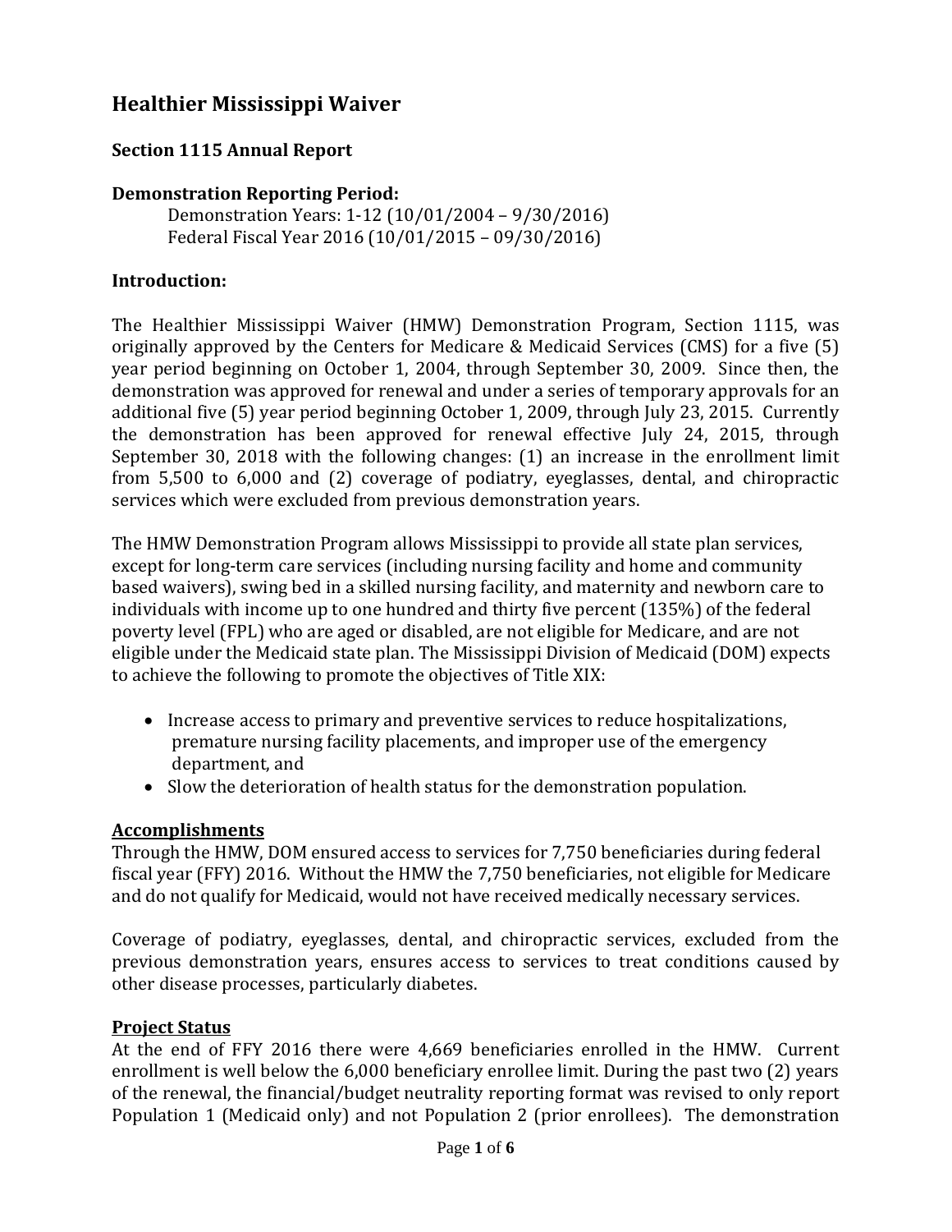# Healthier Mississippi Waiver

## Section 1115 Annual Report

### Demonstration Reporting Period:

Demonstration Years: 1-12 (10/01/2004 – 9/30/2016)
Federal Fiscal Year 2016 (10/01/2015 – 09/30/2016)

### Introduction:

The Healthier Mississippi Waiver (HMW) Demonstration Program, Section 1115, was originally approved by the Centers for Medicare & Medicaid Services (CMS) for a five (5) year period beginning on October 1, 2004, through September 30, 2009. Since then, the demonstration was approved for renewal and under a series of temporary approvals for an additional five (5) year period beginning October 1, 2009, through July 23, 2015. Currently the demonstration has been approved for renewal effective July 24, 2015, through September 30, 2018 with the following changes: (1) an increase in the enrollment limit from 5,500 to 6,000 and (2) coverage of podiatry, eyeglasses, dental, and chiropractic services which were excluded from previous demonstration years.

The HMW Demonstration Program allows Mississippi to provide all state plan services, except for long-term care services (including nursing facility and home and community based waivers), swing bed in a skilled nursing facility, and maternity and newborn care to individuals with income up to one hundred and thirty five percent (135%) of the federal poverty level (FPL) who are aged or disabled, are not eligible for Medicare, and are not eligible under the Medicaid state plan. The Mississippi Division of Medicaid (DOM) expects to achieve the following to promote the objectives of Title XIX:

- Increase access to primary and preventive services to reduce hospitalizations, premature nursing facility placements, and improper use of the emergency department, and
- Slow the deterioration of health status for the demonstration population.

### Accomplishments

Through the HMW, DOM ensured access to services for 7,750 beneficiaries during federal fiscal year (FFY) 2016. Without the HMW the 7,750 beneficiaries, not eligible for Medicare and do not qualify for Medicaid, would not have received medically necessary services.

Coverage of podiatry, eyeglasses, dental, and chiropractic services, excluded from the previous demonstration years, ensures access to services to treat conditions caused by other disease processes, particularly diabetes.

### Project Status

At the end of FFY 2016 there were 4,669 beneficiaries enrolled in the HMW. Current enrollment is well below the 6,000 beneficiary enrollee limit. During the past two (2) years of the renewal, the financial/budget neutrality reporting format was revised to only report Population 1 (Medicaid only) and not Population 2 (prior enrollees). The demonstration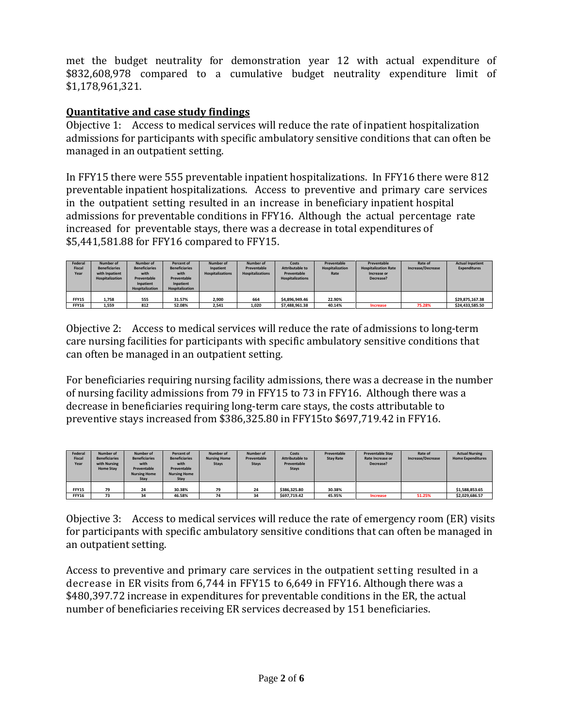met the budget neutrality for demonstration year 12 with actual expenditure of $832,608,978 compared to a cumulative budget neutrality expenditure limit of $1,178,961,321.

**Quantitative and case study findings**

Objective 1: Access to medical services will reduce the rate of inpatient hospitalization admissions for participants with specific ambulatory sensitive conditions that can often be managed in an outpatient setting.

In FFY15 there were 555 preventable inpatient hospitalizations. In FFY16 there were 812 preventable inpatient hospitalizations. Access to preventive and primary care services in the outpatient setting resulted in an increase in beneficiary inpatient hospital admissions for preventable conditions in FFY16. Although the actual percentage rate increased for preventable stays, there was a decrease in total expenditures of $5,441,581.88 for FFY16 compared to FFY15.

| Federal Fiscal Year | Number of Beneficiaries with Inpatient Hospitalization | Number of Beneficiaries with Preventable Inpatient Hospitalization | Percent of Beneficiaries with Preventable Inpatient Hospitalization | Number of Inpatient Hospitalizations | Number of Preventable Hospitalizations | Costs Attributable to Preventable Hospitalizations | Preventable Hospitalization Rate | Preventable Hospitalization Rate Increase or Decrease? | Rate of Increase/Decrease | Actual Inpatient Expenditures |
|---|---|---|---|---|---|---|---|---|---|---|
| FFY15 | 1,758 | 555 | 31.57% | 2,900 | 664 | $4,896,949.46 | 22.90% | | | $29,875,167.38 |
| FFY16 | 1,559 | 812 | 52.08% | 2,541 | 1,020 | $7,488,961.38 | 40.14% | Increase | 75.28% | $24,433,585.50 |

Objective 2: Access to medical services will reduce the rate of admissions to long-term care nursing facilities for participants with specific ambulatory sensitive conditions that can often be managed in an outpatient setting.

For beneficiaries requiring nursing facility admissions, there was a decrease in the number of nursing facility admissions from 79 in FFY15 to 73 in FFY16. Although there was a decrease in beneficiaries requiring long-term care stays, the costs attributable to preventive stays increased from $386,325.80 in FFY15to $697,719.42 in FFY16.

| Federal Fiscal Year | Number of Beneficiaries with Nursing Home Stay | Number of Beneficiaries with Preventable Nursing Home Stay | Percent of Beneficiaries with Preventable Nursing Home Stay | Number of Nursing Home Stays | Number of Preventable Stays | Costs Attributable to Preventable Stays | Preventable Stay Rate | Preventable Stay Rate Increase or Decrease? | Rate of Increase/Decrease | Actual Nursing Home Expenditures |
|---|---|---|---|---|---|---|---|---|---|---|
| FFY15 | 79 | 24 | 30.38% | 79 | 24 | $386,325.80 | 30.38% | | | $1,588,853.65 |
| FFY16 | 73 | 34 | 46.58% | 74 | 34 | $697,719.42 | 45.95% | Increase | 51.25% | $2,029,686.57 |

Objective 3: Access to medical services will reduce the rate of emergency room (ER) visits for participants with specific ambulatory sensitive conditions that can often be managed in an outpatient setting.

Access to preventive and primary care services in the outpatient setting resulted in a decrease in ER visits from 6,744 in FFY15 to 6,649 in FFY16. Although there was a $480,397.72 increase in expenditures for preventable conditions in the ER, the actual number of beneficiaries receiving ER services decreased by 151 beneficiaries.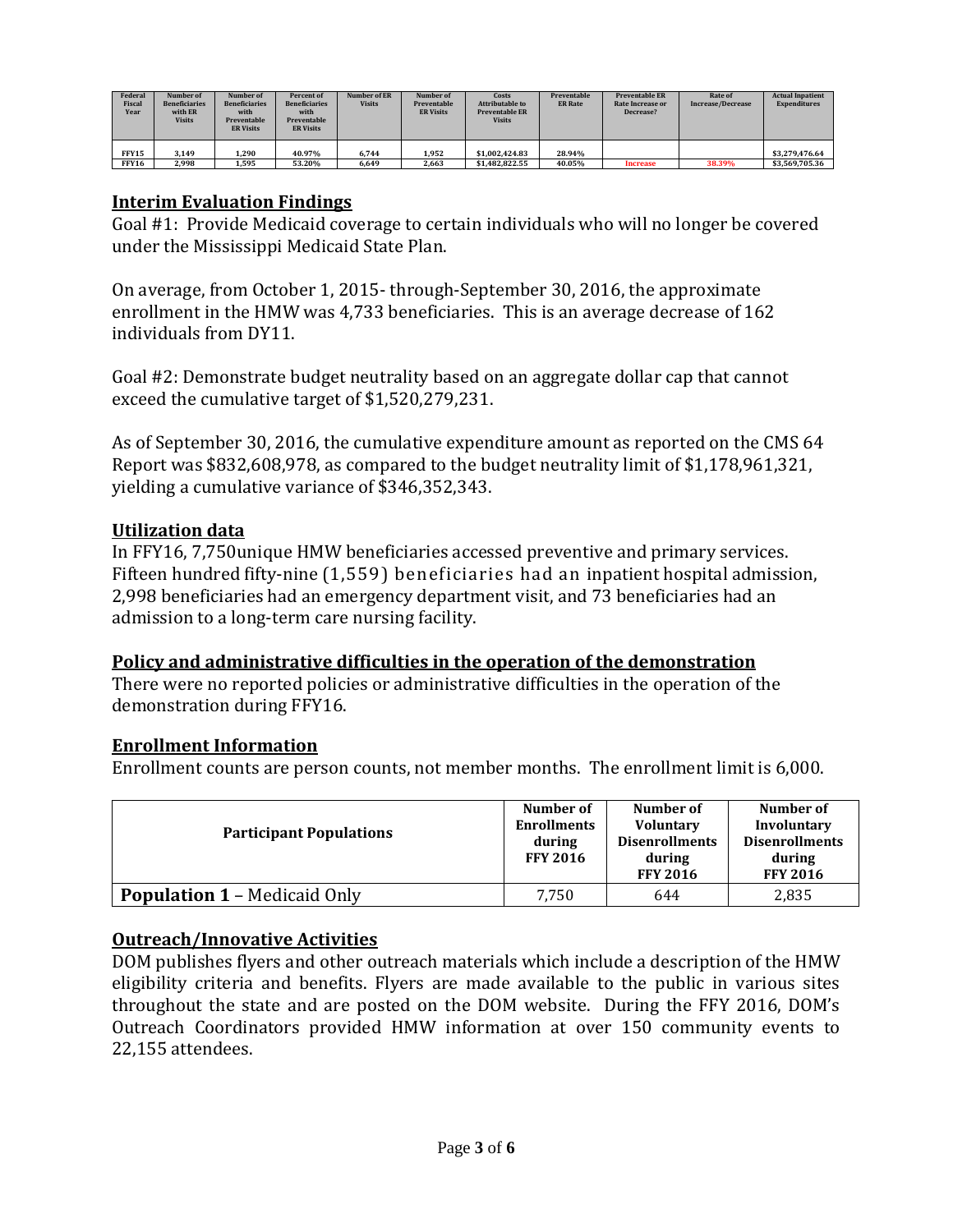| Federal Fiscal Year | Number of Beneficiaries with ER Visits | Number of Beneficiaries with Preventable ER Visits | Percent of Beneficiaries with Preventable ER Visits | Number of ER Visits | Number of Preventable ER Visits | Costs Attributable to Preventable ER Visits | Preventable ER Rate | Preventable ER Rate Increase or Decrease? | Rate of Increase/Decrease | Actual Inpatient Expenditures |
|---|---|---|---|---|---|---|---|---|---|---|
| FFY15 | 3,149 | 1,290 | 40.97% | 6,744 | 1,952 | $1,002,424.83 | 28.94% | | | $3,279,476.64 |
| FFY16 | 2,998 | 1,595 | 53.20% | 6,649 | 2,663 | $1,482,822.55 | 40.05% | Increase | 38.39% | $3,569,705.36 |

## Interim Evaluation Findings

Goal #1: Provide Medicaid coverage to certain individuals who will no longer be covered under the Mississippi Medicaid State Plan.

On average, from October 1, 2015- through-September 30, 2016, the approximate enrollment in the HMW was 4,733 beneficiaries. This is an average decrease of 162 individuals from DY11.

Goal #2: Demonstrate budget neutrality based on an aggregate dollar cap that cannot exceed the cumulative target of $1,520,279,231.

As of September 30, 2016, the cumulative expenditure amount as reported on the CMS 64 Report was $832,608,978, as compared to the budget neutrality limit of $1,178,961,321, yielding a cumulative variance of $346,352,343.

## Utilization data

In FFY16, 7,750unique HMW beneficiaries accessed preventive and primary services. Fifteen hundred fifty-nine (1,559) beneficiaries had an inpatient hospital admission, 2,998 beneficiaries had an emergency department visit, and 73 beneficiaries had an admission to a long-term care nursing facility.

## Policy and administrative difficulties in the operation of the demonstration

There were no reported policies or administrative difficulties in the operation of the demonstration during FFY16.

## Enrollment Information

Enrollment counts are person counts, not member months. The enrollment limit is 6,000.

| Participant Populations | Number of Enrollments during FFY 2016 | Number of Voluntary Disenrollments during FFY 2016 | Number of Involuntary Disenrollments during FFY 2016 |
|---|---|---|---|
| **Population 1** – Medicaid Only | 7,750 | 644 | 2,835 |

## Outreach/Innovative Activities

DOM publishes flyers and other outreach materials which include a description of the HMW eligibility criteria and benefits. Flyers are made available to the public in various sites throughout the state and are posted on the DOM website. During the FFY 2016, DOM's Outreach Coordinators provided HMW information at over 150 community events to 22,155 attendees.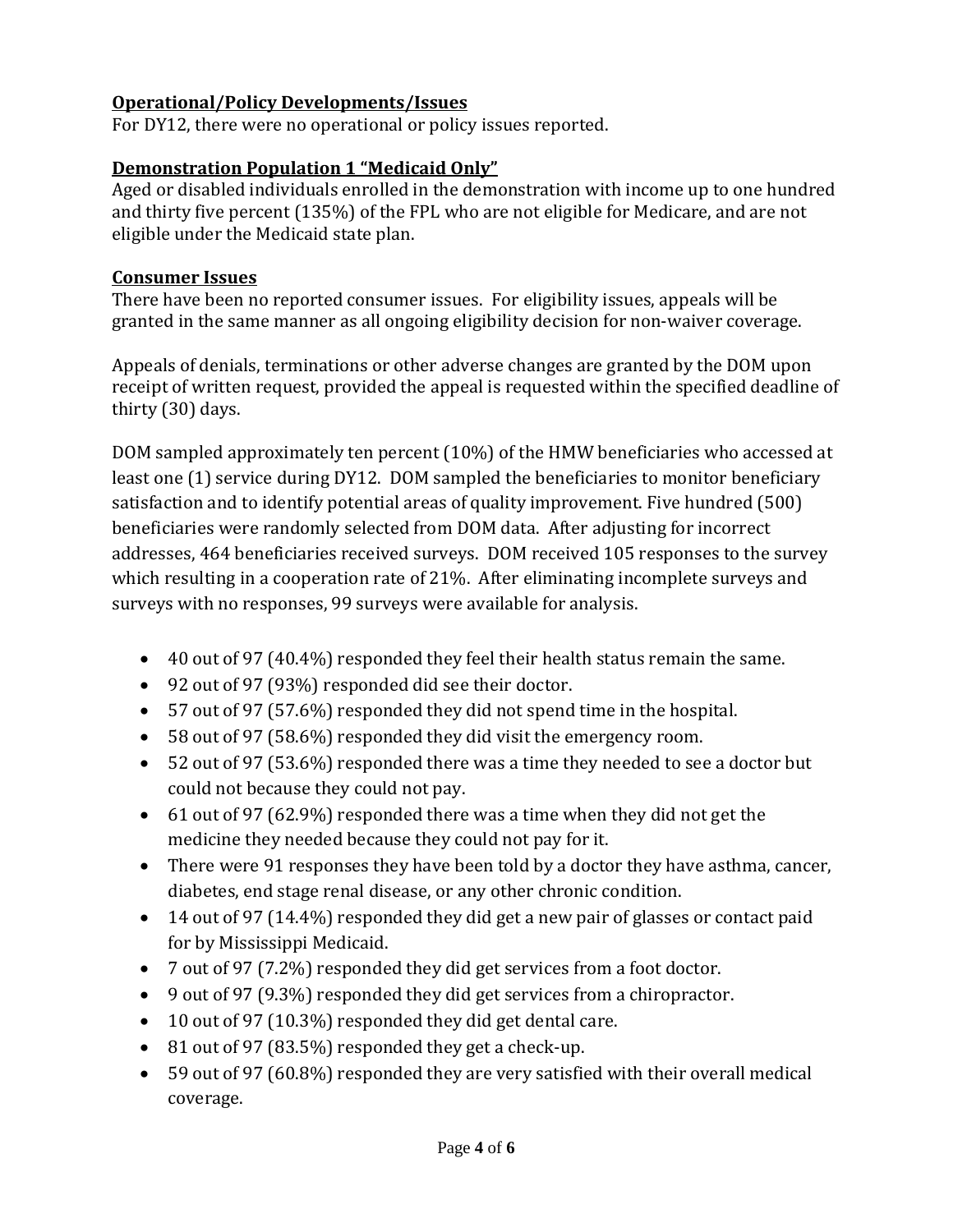**Operational/Policy Developments/Issues**

For DY12, there were no operational or policy issues reported.

**Demonstration Population 1 "Medicaid Only"**

Aged or disabled individuals enrolled in the demonstration with income up to one hundred and thirty five percent (135%) of the FPL who are not eligible for Medicare, and are not eligible under the Medicaid state plan.

**Consumer Issues**

There have been no reported consumer issues. For eligibility issues, appeals will be granted in the same manner as all ongoing eligibility decision for non-waiver coverage.

Appeals of denials, terminations or other adverse changes are granted by the DOM upon receipt of written request, provided the appeal is requested within the specified deadline of thirty (30) days.

DOM sampled approximately ten percent (10%) of the HMW beneficiaries who accessed at least one (1) service during DY12. DOM sampled the beneficiaries to monitor beneficiary satisfaction and to identify potential areas of quality improvement. Five hundred (500) beneficiaries were randomly selected from DOM data. After adjusting for incorrect addresses, 464 beneficiaries received surveys. DOM received 105 responses to the survey which resulting in a cooperation rate of 21%. After eliminating incomplete surveys and surveys with no responses, 99 surveys were available for analysis.

- 40 out of 97 (40.4%) responded they feel their health status remain the same.
- 92 out of 97 (93%) responded did see their doctor.
- 57 out of 97 (57.6%) responded they did not spend time in the hospital.
- 58 out of 97 (58.6%) responded they did visit the emergency room.
- 52 out of 97 (53.6%) responded there was a time they needed to see a doctor but could not because they could not pay.
- 61 out of 97 (62.9%) responded there was a time when they did not get the medicine they needed because they could not pay for it.
- There were 91 responses they have been told by a doctor they have asthma, cancer, diabetes, end stage renal disease, or any other chronic condition.
- 14 out of 97 (14.4%) responded they did get a new pair of glasses or contact paid for by Mississippi Medicaid.
- 7 out of 97 (7.2%) responded they did get services from a foot doctor.
- 9 out of 97 (9.3%) responded they did get services from a chiropractor.
- 10 out of 97 (10.3%) responded they did get dental care.
- 81 out of 97 (83.5%) responded they get a check-up.
- 59 out of 97 (60.8%) responded they are very satisfied with their overall medical coverage.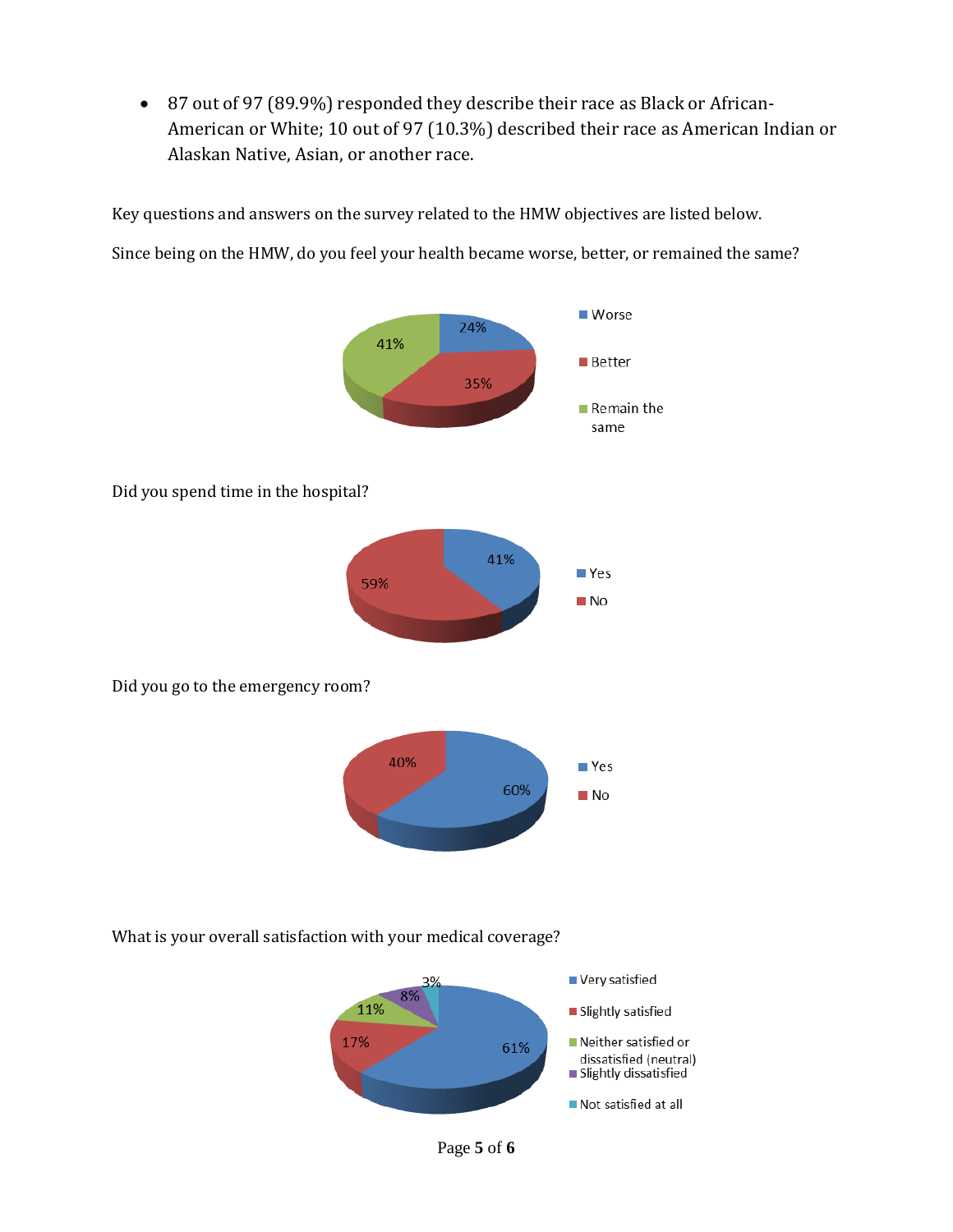- 87 out of 97 (89.9%) responded they describe their race as Black or African-American or White; 10 out of 97 (10.3%) described their race as American Indian or Alaskan Native, Asian, or another race.

Key questions and answers on the survey related to the HMW objectives are listed below.

Since being on the HMW, do you feel your health became worse, better, or remained the same?

| Response | Percent |
|---|---|
| Worse | 24% |
| Better | 35% |
| Remain the same | 41% |

Did you spend time in the hospital?

| Response | Percent |
|---|---|
| Yes | 41% |
| No | 59% |

Did you go to the emergency room?

| Response | Percent |
|---|---|
| Yes | 60% |
| No | 40% |

What is your overall satisfaction with your medical coverage?

| Response | Percent |
|---|---|
| Very satisfied | 61% |
| Slightly satisfied | 17% |
| Neither satisfied or dissatisfied (neutral) | 11% |
| Slightly dissatisfied | 8% |
| Not satisfied at all | 3% |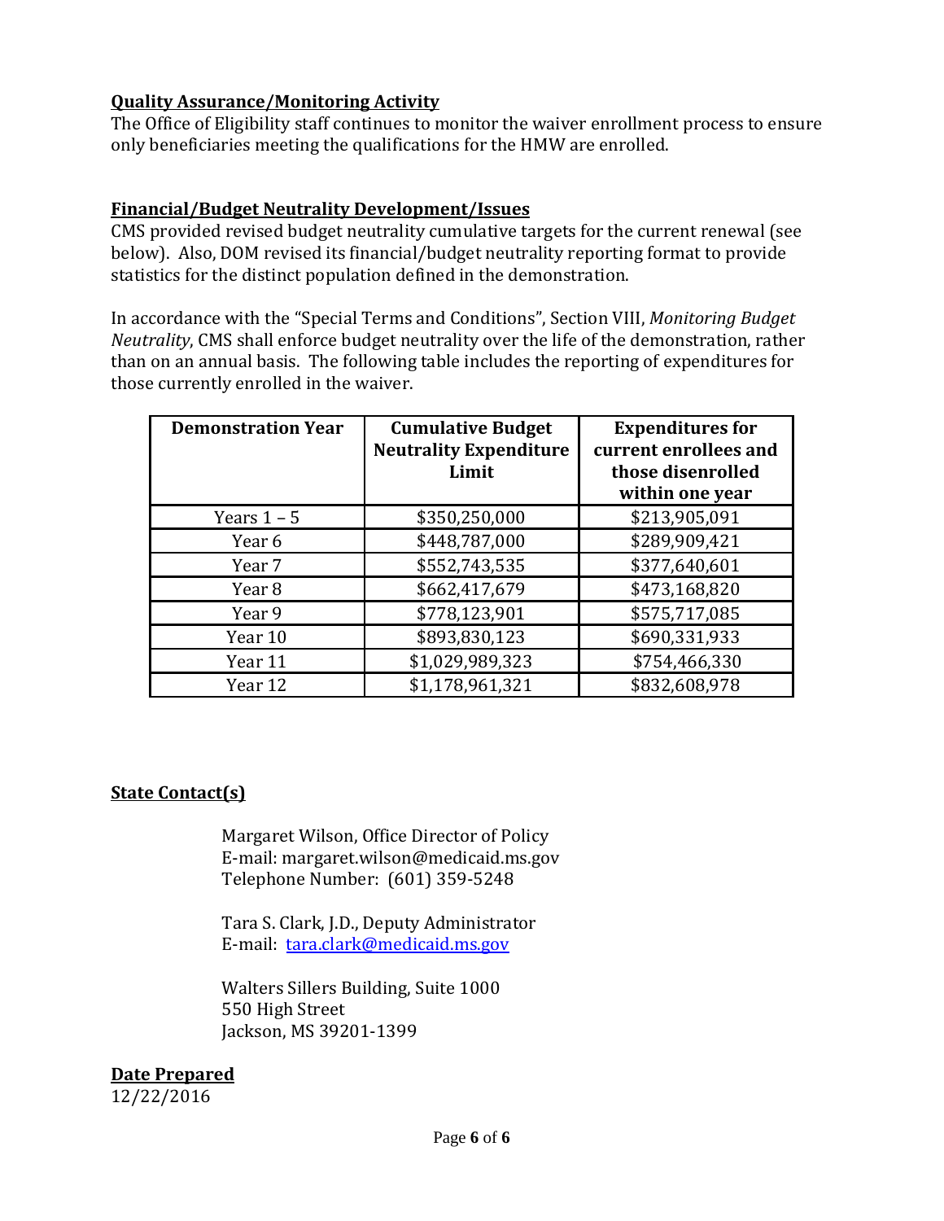**Quality Assurance/Monitoring Activity**

The Office of Eligibility staff continues to monitor the waiver enrollment process to ensure only beneficiaries meeting the qualifications for the HMW are enrolled.

**Financial/Budget Neutrality Development/Issues**

CMS provided revised budget neutrality cumulative targets for the current renewal (see below). Also, DOM revised its financial/budget neutrality reporting format to provide statistics for the distinct population defined in the demonstration.

In accordance with the "Special Terms and Conditions", Section VIII, *Monitoring Budget Neutrality*, CMS shall enforce budget neutrality over the life of the demonstration, rather than on an annual basis. The following table includes the reporting of expenditures for those currently enrolled in the waiver.

| Demonstration Year | Cumulative Budget Neutrality Expenditure Limit | Expenditures for current enrollees and those disenrolled within one year |
|---|---|---|
| Years 1 – 5 | $350,250,000 | $213,905,091 |
| Year 6 | $448,787,000 | $289,909,421 |
| Year 7 | $552,743,535 | $377,640,601 |
| Year 8 | $662,417,679 | $473,168,820 |
| Year 9 | $778,123,901 | $575,717,085 |
| Year 10 | $893,830,123 | $690,331,933 |
| Year 11 | $1,029,989,323 | $754,466,330 |
| Year 12 | $1,178,961,321 | $832,608,978 |

**State Contact(s)**

Margaret Wilson, Office Director of Policy
E-mail: margaret.wilson@medicaid.ms.gov
Telephone Number: (601) 359-5248

Tara S. Clark, J.D., Deputy Administrator
E-mail: tara.clark@medicaid.ms.gov

Walters Sillers Building, Suite 1000
550 High Street
Jackson, MS 39201-1399

**Date Prepared**

12/22/2016